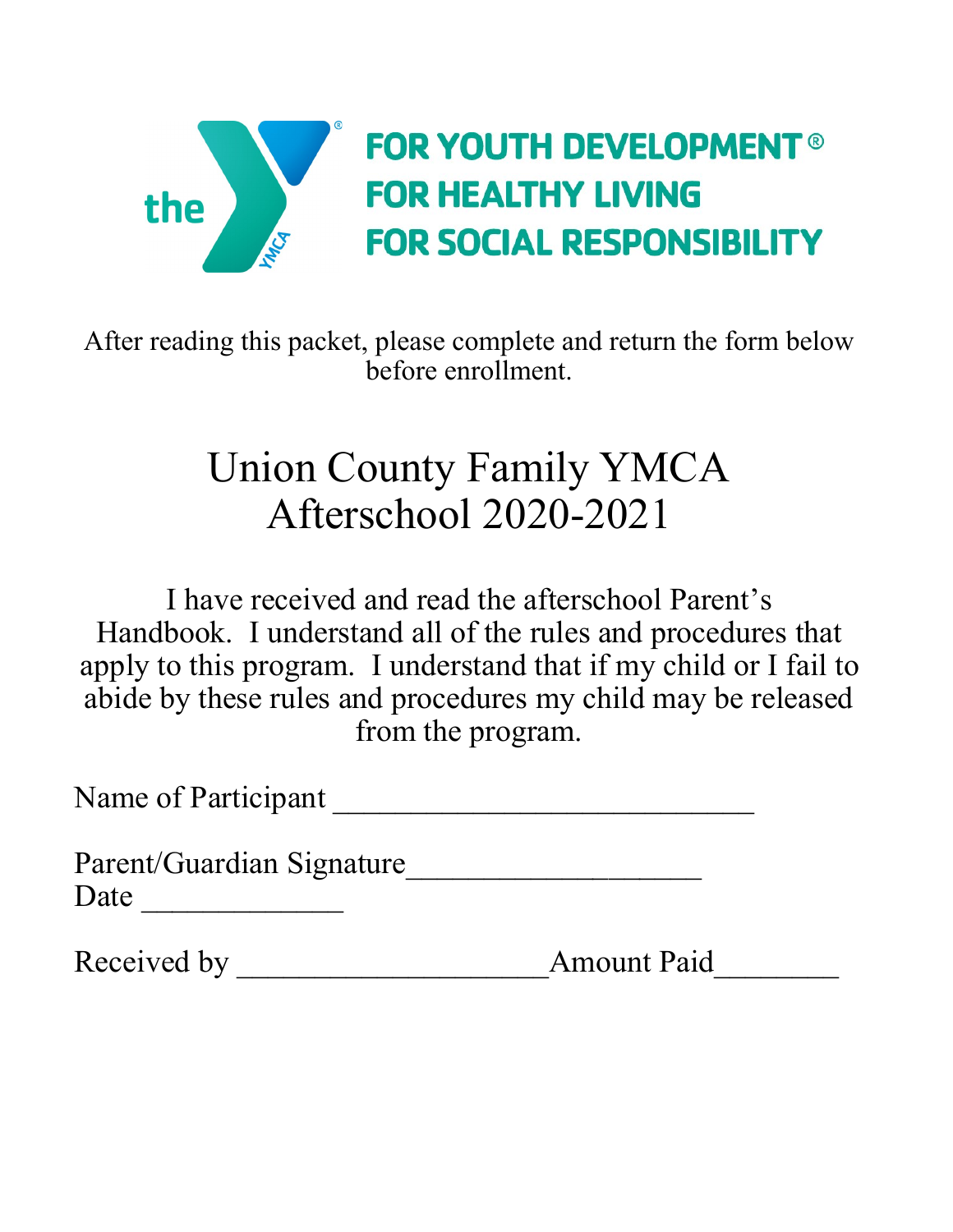the YMCA

**FOR YOUTH DEVELOPMENT®**
**FOR HEALTHY LIVING**
**FOR SOCIAL RESPONSIBILITY**

After reading this packet, please complete and return the form below before enrollment.

# Union County Family YMCA
# Afterschool 2020-2021

I have received and read the afterschool Parent's Handbook. I understand all of the rules and procedures that apply to this program. I understand that if my child or I fail to abide by these rules and procedures my child may be released from the program.

Name of Participant ___________________________

Parent/Guardian Signature___________________
Date _____________

Received by ____________________Amount Paid________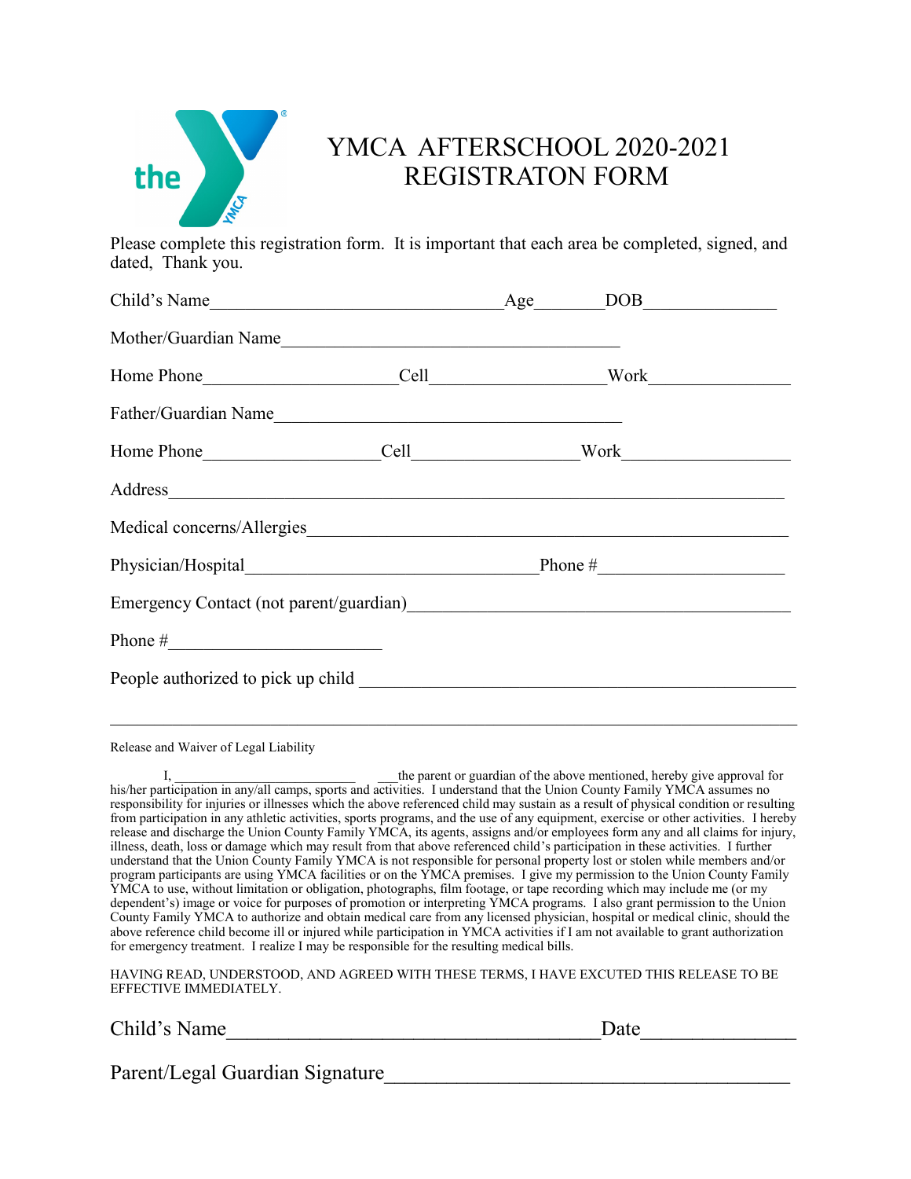# YMCA AFTERSCHOOL 2020-2021 REGISTRATON FORM

Please complete this registration form. It is important that each area be completed, signed, and dated, Thank you.

Child's Name_________________________________Age________DOB_______________

Mother/Guardian Name_______________________________________

Home Phone______________________Cell__________________Work________________

Father/Guardian Name_______________________________________

Home Phone____________________Cell__________________Work___________________

Address______________________________________________________________________

Medical concerns/Allergies______________________________________________________

Physician/Hospital_________________________________Phone #_____________________

Emergency Contact (not parent/guardian)_________________________________________

Phone #________________________

People authorized to pick up child ___________________________________________________

_____________________________________________________________________________

Release and Waiver of Legal Liability

I, _________________________ ___the parent or guardian of the above mentioned, hereby give approval for his/her participation in any/all camps, sports and activities. I understand that the Union County Family YMCA assumes no responsibility for injuries or illnesses which the above referenced child may sustain as a result of physical condition or resulting from participation in any athletic activities, sports programs, and the use of any equipment, exercise or other activities. I hereby release and discharge the Union County Family YMCA, its agents, assigns and/or employees form any and all claims for injury, illness, death, loss or damage which may result from that above referenced child's participation in these activities. I further understand that the Union County Family YMCA is not responsible for personal property lost or stolen while members and/or program participants are using YMCA facilities or on the YMCA premises. I give my permission to the Union County Family YMCA to use, without limitation or obligation, photographs, film footage, or tape recording which may include me (or my dependent's) image or voice for purposes of promotion or interpreting YMCA programs. I also grant permission to the Union County Family YMCA to authorize and obtain medical care from any licensed physician, hospital or medical clinic, should the above reference child become ill or injured while participation in YMCA activities if I am not available to grant authorization for emergency treatment. I realize I may be responsible for the resulting medical bills.

HAVING READ, UNDERSTOOD, AND AGREED WITH THESE TERMS, I HAVE EXCUTED THIS RELEASE TO BE EFFECTIVE IMMEDIATELY.

Child's Name____________________________________Date_______________

Parent/Legal Guardian Signature_______________________________________